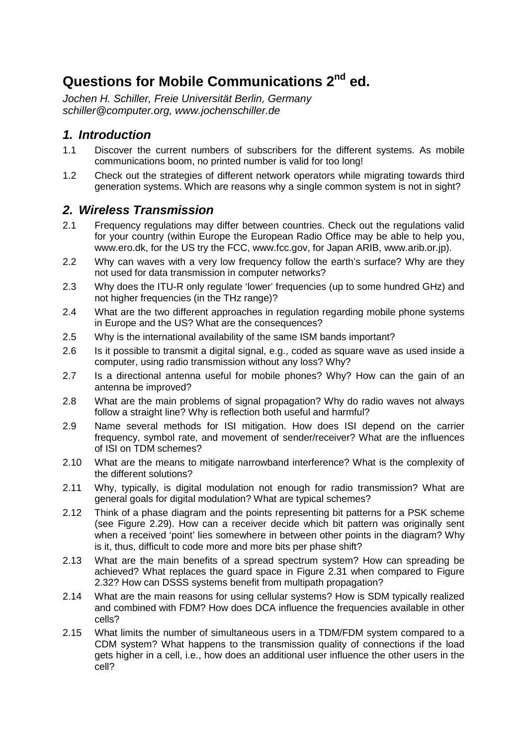# Questions for Mobile Communications 2nd ed.

*Jochen H. Schiller, Freie Universität Berlin, Germany*
*schiller@computer.org, www.jochenschiller.de*

## *1. Introduction*

1.1 Discover the current numbers of subscribers for the different systems. As mobile communications boom, no printed number is valid for too long!

1.2 Check out the strategies of different network operators while migrating towards third generation systems. Which are reasons why a single common system is not in sight?

## *2. Wireless Transmission*

2.1 Frequency regulations may differ between countries. Check out the regulations valid for your country (within Europe the European Radio Office may be able to help you, www.ero.dk, for the US try the FCC, www.fcc.gov, for Japan ARIB, www.arib.or.jp).

2.2 Why can waves with a very low frequency follow the earth's surface? Why are they not used for data transmission in computer networks?

2.3 Why does the ITU-R only regulate 'lower' frequencies (up to some hundred GHz) and not higher frequencies (in the THz range)?

2.4 What are the two different approaches in regulation regarding mobile phone systems in Europe and the US? What are the consequences?

2.5 Why is the international availability of the same ISM bands important?

2.6 Is it possible to transmit a digital signal, e.g., coded as square wave as used inside a computer, using radio transmission without any loss? Why?

2.7 Is a directional antenna useful for mobile phones? Why? How can the gain of an antenna be improved?

2.8 What are the main problems of signal propagation? Why do radio waves not always follow a straight line? Why is reflection both useful and harmful?

2.9 Name several methods for ISI mitigation. How does ISI depend on the carrier frequency, symbol rate, and movement of sender/receiver? What are the influences of ISI on TDM schemes?

2.10 What are the means to mitigate narrowband interference? What is the complexity of the different solutions?

2.11 Why, typically, is digital modulation not enough for radio transmission? What are general goals for digital modulation? What are typical schemes?

2.12 Think of a phase diagram and the points representing bit patterns for a PSK scheme (see Figure 2.29). How can a receiver decide which bit pattern was originally sent when a received 'point' lies somewhere in between other points in the diagram? Why is it, thus, difficult to code more and more bits per phase shift?

2.13 What are the main benefits of a spread spectrum system? How can spreading be achieved? What replaces the guard space in Figure 2.31 when compared to Figure 2.32? How can DSSS systems benefit from multipath propagation?

2.14 What are the main reasons for using cellular systems? How is SDM typically realized and combined with FDM? How does DCA influence the frequencies available in other cells?

2.15 What limits the number of simultaneous users in a TDM/FDM system compared to a CDM system? What happens to the transmission quality of connections if the load gets higher in a cell, i.e., how does an additional user influence the other users in the cell?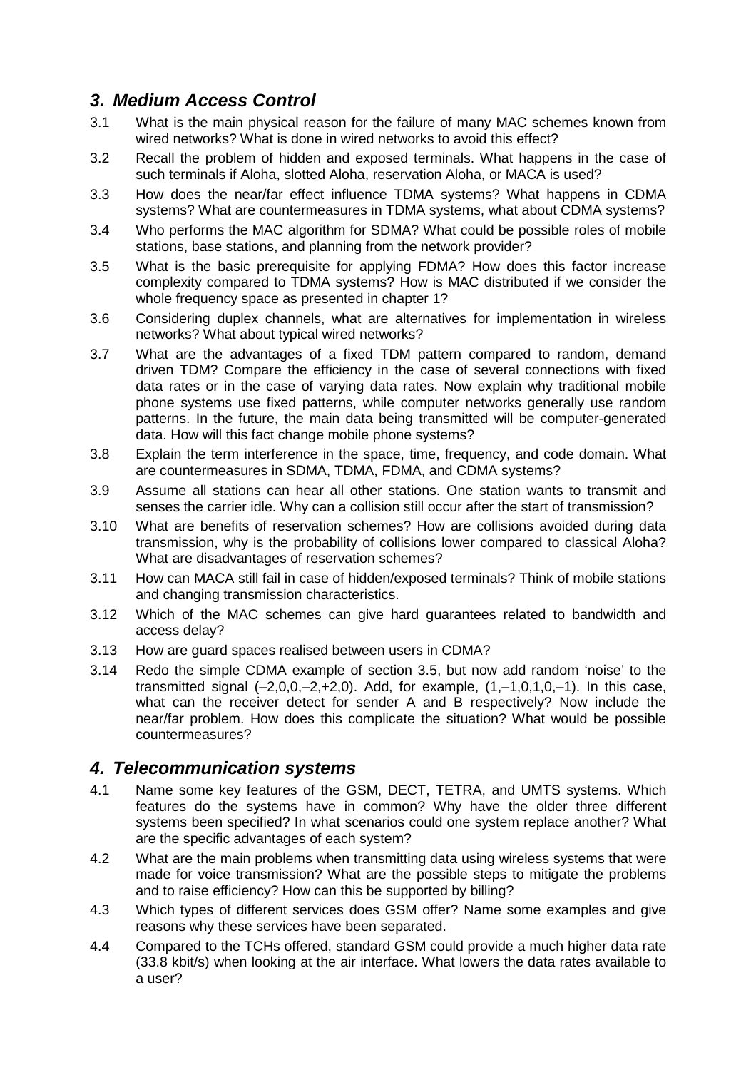## *3. Medium Access Control*

3.1 What is the main physical reason for the failure of many MAC schemes known from wired networks? What is done in wired networks to avoid this effect?

3.2 Recall the problem of hidden and exposed terminals. What happens in the case of such terminals if Aloha, slotted Aloha, reservation Aloha, or MACA is used?

3.3 How does the near/far effect influence TDMA systems? What happens in CDMA systems? What are countermeasures in TDMA systems, what about CDMA systems?

3.4 Who performs the MAC algorithm for SDMA? What could be possible roles of mobile stations, base stations, and planning from the network provider?

3.5 What is the basic prerequisite for applying FDMA? How does this factor increase complexity compared to TDMA systems? How is MAC distributed if we consider the whole frequency space as presented in chapter 1?

3.6 Considering duplex channels, what are alternatives for implementation in wireless networks? What about typical wired networks?

3.7 What are the advantages of a fixed TDM pattern compared to random, demand driven TDM? Compare the efficiency in the case of several connections with fixed data rates or in the case of varying data rates. Now explain why traditional mobile phone systems use fixed patterns, while computer networks generally use random patterns. In the future, the main data being transmitted will be computer-generated data. How will this fact change mobile phone systems?

3.8 Explain the term interference in the space, time, frequency, and code domain. What are countermeasures in SDMA, TDMA, FDMA, and CDMA systems?

3.9 Assume all stations can hear all other stations. One station wants to transmit and senses the carrier idle. Why can a collision still occur after the start of transmission?

3.10 What are benefits of reservation schemes? How are collisions avoided during data transmission, why is the probability of collisions lower compared to classical Aloha? What are disadvantages of reservation schemes?

3.11 How can MACA still fail in case of hidden/exposed terminals? Think of mobile stations and changing transmission characteristics.

3.12 Which of the MAC schemes can give hard guarantees related to bandwidth and access delay?

3.13 How are guard spaces realised between users in CDMA?

3.14 Redo the simple CDMA example of section 3.5, but now add random 'noise' to the transmitted signal (–2,0,0,–2,+2,0). Add, for example, (1,–1,0,1,0,–1). In this case, what can the receiver detect for sender A and B respectively? Now include the near/far problem. How does this complicate the situation? What would be possible countermeasures?

## *4. Telecommunication systems*

4.1 Name some key features of the GSM, DECT, TETRA, and UMTS systems. Which features do the systems have in common? Why have the older three different systems been specified? In what scenarios could one system replace another? What are the specific advantages of each system?

4.2 What are the main problems when transmitting data using wireless systems that were made for voice transmission? What are the possible steps to mitigate the problems and to raise efficiency? How can this be supported by billing?

4.3 Which types of different services does GSM offer? Name some examples and give reasons why these services have been separated.

4.4 Compared to the TCHs offered, standard GSM could provide a much higher data rate (33.8 kbit/s) when looking at the air interface. What lowers the data rates available to a user?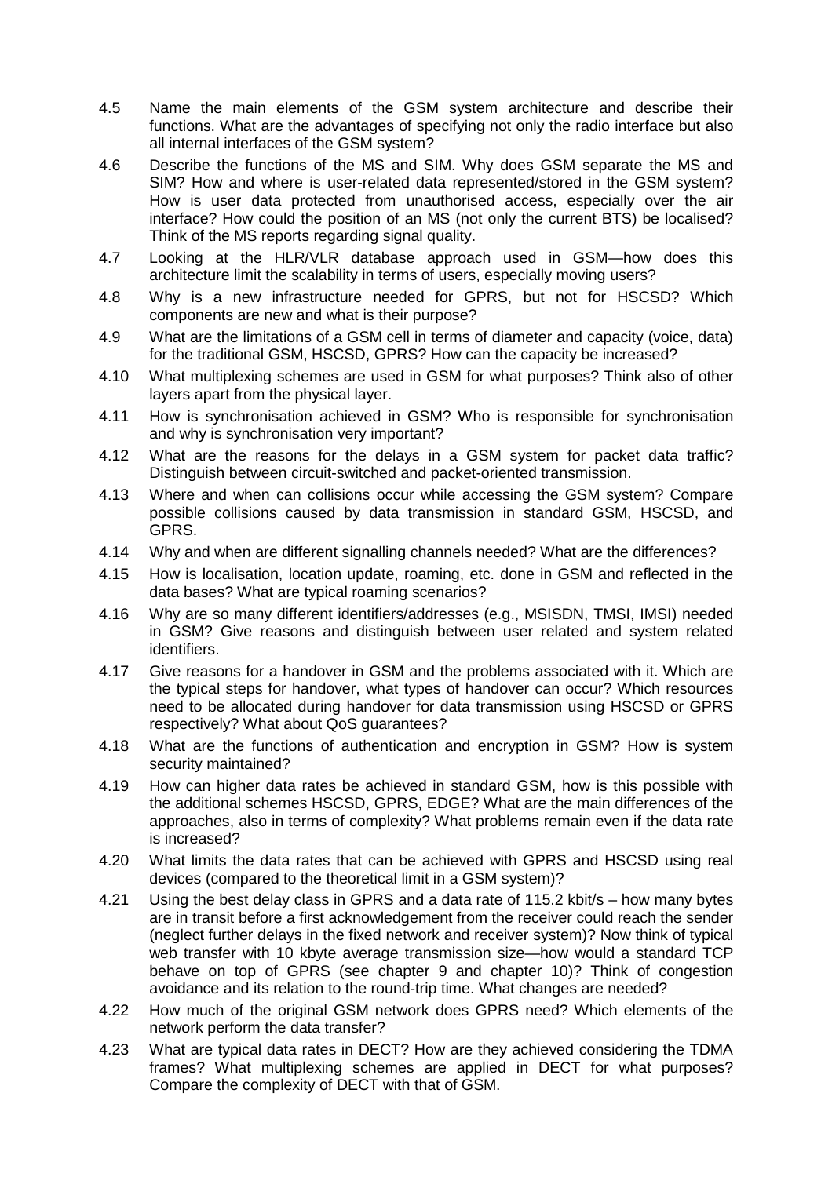4.5 Name the main elements of the GSM system architecture and describe their functions. What are the advantages of specifying not only the radio interface but also all internal interfaces of the GSM system?

4.6 Describe the functions of the MS and SIM. Why does GSM separate the MS and SIM? How and where is user-related data represented/stored in the GSM system? How is user data protected from unauthorised access, especially over the air interface? How could the position of an MS (not only the current BTS) be localised? Think of the MS reports regarding signal quality.

4.7 Looking at the HLR/VLR database approach used in GSM—how does this architecture limit the scalability in terms of users, especially moving users?

4.8 Why is a new infrastructure needed for GPRS, but not for HSCSD? Which components are new and what is their purpose?

4.9 What are the limitations of a GSM cell in terms of diameter and capacity (voice, data) for the traditional GSM, HSCSD, GPRS? How can the capacity be increased?

4.10 What multiplexing schemes are used in GSM for what purposes? Think also of other layers apart from the physical layer.

4.11 How is synchronisation achieved in GSM? Who is responsible for synchronisation and why is synchronisation very important?

4.12 What are the reasons for the delays in a GSM system for packet data traffic? Distinguish between circuit-switched and packet-oriented transmission.

4.13 Where and when can collisions occur while accessing the GSM system? Compare possible collisions caused by data transmission in standard GSM, HSCSD, and GPRS.

4.14 Why and when are different signalling channels needed? What are the differences?

4.15 How is localisation, location update, roaming, etc. done in GSM and reflected in the data bases? What are typical roaming scenarios?

4.16 Why are so many different identifiers/addresses (e.g., MSISDN, TMSI, IMSI) needed in GSM? Give reasons and distinguish between user related and system related identifiers.

4.17 Give reasons for a handover in GSM and the problems associated with it. Which are the typical steps for handover, what types of handover can occur? Which resources need to be allocated during handover for data transmission using HSCSD or GPRS respectively? What about QoS guarantees?

4.18 What are the functions of authentication and encryption in GSM? How is system security maintained?

4.19 How can higher data rates be achieved in standard GSM, how is this possible with the additional schemes HSCSD, GPRS, EDGE? What are the main differences of the approaches, also in terms of complexity? What problems remain even if the data rate is increased?

4.20 What limits the data rates that can be achieved with GPRS and HSCSD using real devices (compared to the theoretical limit in a GSM system)?

4.21 Using the best delay class in GPRS and a data rate of 115.2 kbit/s – how many bytes are in transit before a first acknowledgement from the receiver could reach the sender (neglect further delays in the fixed network and receiver system)? Now think of typical web transfer with 10 kbyte average transmission size—how would a standard TCP behave on top of GPRS (see chapter 9 and chapter 10)? Think of congestion avoidance and its relation to the round-trip time. What changes are needed?

4.22 How much of the original GSM network does GPRS need? Which elements of the network perform the data transfer?

4.23 What are typical data rates in DECT? How are they achieved considering the TDMA frames? What multiplexing schemes are applied in DECT for what purposes? Compare the complexity of DECT with that of GSM.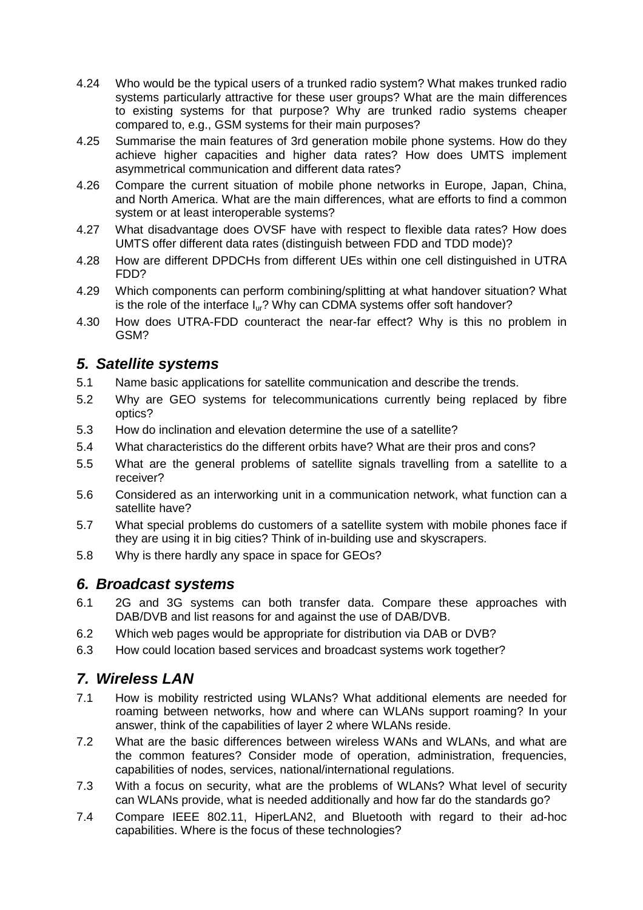4.24 Who would be the typical users of a trunked radio system? What makes trunked radio systems particularly attractive for these user groups? What are the main differences to existing systems for that purpose? Why are trunked radio systems cheaper compared to, e.g., GSM systems for their main purposes?

4.25 Summarise the main features of 3rd generation mobile phone systems. How do they achieve higher capacities and higher data rates? How does UMTS implement asymmetrical communication and different data rates?

4.26 Compare the current situation of mobile phone networks in Europe, Japan, China, and North America. What are the main differences, what are efforts to find a common system or at least interoperable systems?

4.27 What disadvantage does OVSF have with respect to flexible data rates? How does UMTS offer different data rates (distinguish between FDD and TDD mode)?

4.28 How are different DPDCHs from different UEs within one cell distinguished in UTRA FDD?

4.29 Which components can perform combining/splitting at what handover situation? What is the role of the interface $I_{ur}$? Why can CDMA systems offer soft handover?

4.30 How does UTRA-FDD counteract the near-far effect? Why is this no problem in GSM?

## *5. Satellite systems*

5.1 Name basic applications for satellite communication and describe the trends.

5.2 Why are GEO systems for telecommunications currently being replaced by fibre optics?

5.3 How do inclination and elevation determine the use of a satellite?

5.4 What characteristics do the different orbits have? What are their pros and cons?

5.5 What are the general problems of satellite signals travelling from a satellite to a receiver?

5.6 Considered as an interworking unit in a communication network, what function can a satellite have?

5.7 What special problems do customers of a satellite system with mobile phones face if they are using it in big cities? Think of in-building use and skyscrapers.

5.8 Why is there hardly any space in space for GEOs?

## *6. Broadcast systems*

6.1 2G and 3G systems can both transfer data. Compare these approaches with DAB/DVB and list reasons for and against the use of DAB/DVB.

6.2 Which web pages would be appropriate for distribution via DAB or DVB?

6.3 How could location based services and broadcast systems work together?

## *7. Wireless LAN*

7.1 How is mobility restricted using WLANs? What additional elements are needed for roaming between networks, how and where can WLANs support roaming? In your answer, think of the capabilities of layer 2 where WLANs reside.

7.2 What are the basic differences between wireless WANs and WLANs, and what are the common features? Consider mode of operation, administration, frequencies, capabilities of nodes, services, national/international regulations.

7.3 With a focus on security, what are the problems of WLANs? What level of security can WLANs provide, what is needed additionally and how far do the standards go?

7.4 Compare IEEE 802.11, HiperLAN2, and Bluetooth with regard to their ad-hoc capabilities. Where is the focus of these technologies?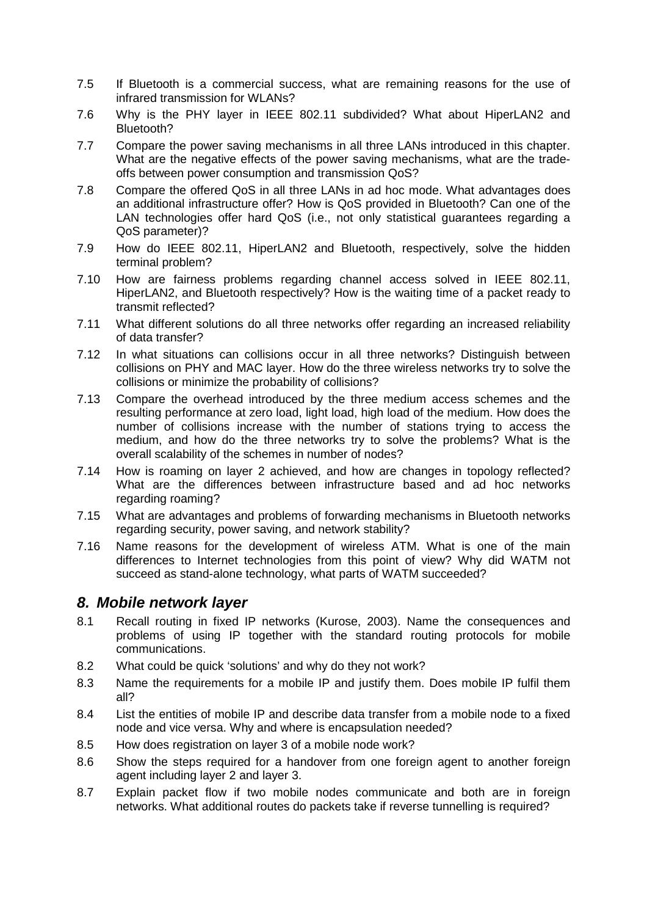7.5 If Bluetooth is a commercial success, what are remaining reasons for the use of infrared transmission for WLANs?

7.6 Why is the PHY layer in IEEE 802.11 subdivided? What about HiperLAN2 and Bluetooth?

7.7 Compare the power saving mechanisms in all three LANs introduced in this chapter. What are the negative effects of the power saving mechanisms, what are the trade-offs between power consumption and transmission QoS?

7.8 Compare the offered QoS in all three LANs in ad hoc mode. What advantages does an additional infrastructure offer? How is QoS provided in Bluetooth? Can one of the LAN technologies offer hard QoS (i.e., not only statistical guarantees regarding a QoS parameter)?

7.9 How do IEEE 802.11, HiperLAN2 and Bluetooth, respectively, solve the hidden terminal problem?

7.10 How are fairness problems regarding channel access solved in IEEE 802.11, HiperLAN2, and Bluetooth respectively? How is the waiting time of a packet ready to transmit reflected?

7.11 What different solutions do all three networks offer regarding an increased reliability of data transfer?

7.12 In what situations can collisions occur in all three networks? Distinguish between collisions on PHY and MAC layer. How do the three wireless networks try to solve the collisions or minimize the probability of collisions?

7.13 Compare the overhead introduced by the three medium access schemes and the resulting performance at zero load, light load, high load of the medium. How does the number of collisions increase with the number of stations trying to access the medium, and how do the three networks try to solve the problems? What is the overall scalability of the schemes in number of nodes?

7.14 How is roaming on layer 2 achieved, and how are changes in topology reflected? What are the differences between infrastructure based and ad hoc networks regarding roaming?

7.15 What are advantages and problems of forwarding mechanisms in Bluetooth networks regarding security, power saving, and network stability?

7.16 Name reasons for the development of wireless ATM. What is one of the main differences to Internet technologies from this point of view? Why did WATM not succeed as stand-alone technology, what parts of WATM succeeded?

## *8. Mobile network layer*

8.1 Recall routing in fixed IP networks (Kurose, 2003). Name the consequences and problems of using IP together with the standard routing protocols for mobile communications.

8.2 What could be quick 'solutions' and why do they not work?

8.3 Name the requirements for a mobile IP and justify them. Does mobile IP fulfil them all?

8.4 List the entities of mobile IP and describe data transfer from a mobile node to a fixed node and vice versa. Why and where is encapsulation needed?

8.5 How does registration on layer 3 of a mobile node work?

8.6 Show the steps required for a handover from one foreign agent to another foreign agent including layer 2 and layer 3.

8.7 Explain packet flow if two mobile nodes communicate and both are in foreign networks. What additional routes do packets take if reverse tunnelling is required?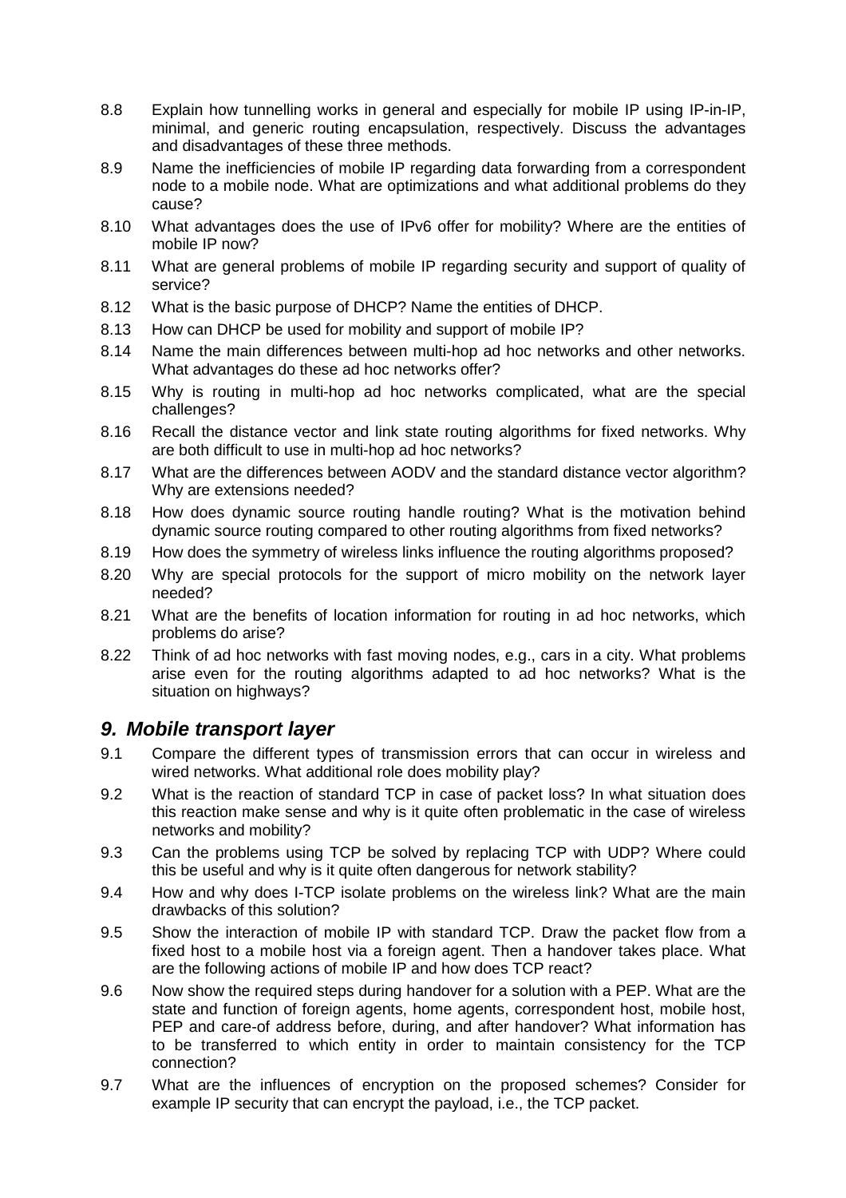8.8 Explain how tunnelling works in general and especially for mobile IP using IP-in-IP, minimal, and generic routing encapsulation, respectively. Discuss the advantages and disadvantages of these three methods.

8.9 Name the inefficiencies of mobile IP regarding data forwarding from a correspondent node to a mobile node. What are optimizations and what additional problems do they cause?

8.10 What advantages does the use of IPv6 offer for mobility? Where are the entities of mobile IP now?

8.11 What are general problems of mobile IP regarding security and support of quality of service?

8.12 What is the basic purpose of DHCP? Name the entities of DHCP.

8.13 How can DHCP be used for mobility and support of mobile IP?

8.14 Name the main differences between multi-hop ad hoc networks and other networks. What advantages do these ad hoc networks offer?

8.15 Why is routing in multi-hop ad hoc networks complicated, what are the special challenges?

8.16 Recall the distance vector and link state routing algorithms for fixed networks. Why are both difficult to use in multi-hop ad hoc networks?

8.17 What are the differences between AODV and the standard distance vector algorithm? Why are extensions needed?

8.18 How does dynamic source routing handle routing? What is the motivation behind dynamic source routing compared to other routing algorithms from fixed networks?

8.19 How does the symmetry of wireless links influence the routing algorithms proposed?

8.20 Why are special protocols for the support of micro mobility on the network layer needed?

8.21 What are the benefits of location information for routing in ad hoc networks, which problems do arise?

8.22 Think of ad hoc networks with fast moving nodes, e.g., cars in a city. What problems arise even for the routing algorithms adapted to ad hoc networks? What is the situation on highways?

## *9. Mobile transport layer*

9.1 Compare the different types of transmission errors that can occur in wireless and wired networks. What additional role does mobility play?

9.2 What is the reaction of standard TCP in case of packet loss? In what situation does this reaction make sense and why is it quite often problematic in the case of wireless networks and mobility?

9.3 Can the problems using TCP be solved by replacing TCP with UDP? Where could this be useful and why is it quite often dangerous for network stability?

9.4 How and why does I-TCP isolate problems on the wireless link? What are the main drawbacks of this solution?

9.5 Show the interaction of mobile IP with standard TCP. Draw the packet flow from a fixed host to a mobile host via a foreign agent. Then a handover takes place. What are the following actions of mobile IP and how does TCP react?

9.6 Now show the required steps during handover for a solution with a PEP. What are the state and function of foreign agents, home agents, correspondent host, mobile host, PEP and care-of address before, during, and after handover? What information has to be transferred to which entity in order to maintain consistency for the TCP connection?

9.7 What are the influences of encryption on the proposed schemes? Consider for example IP security that can encrypt the payload, i.e., the TCP packet.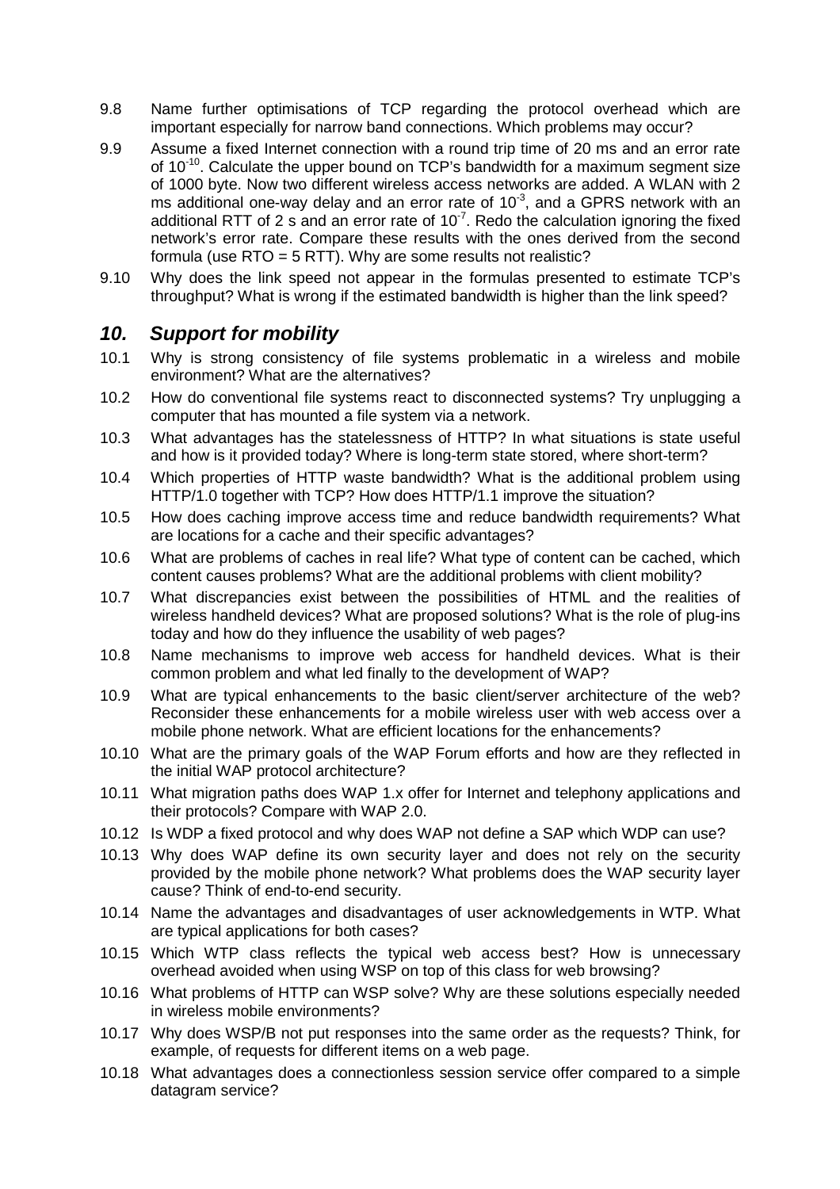9.8 Name further optimisations of TCP regarding the protocol overhead which are important especially for narrow band connections. Which problems may occur?

9.9 Assume a fixed Internet connection with a round trip time of 20 ms and an error rate of $10^{-10}$. Calculate the upper bound on TCP's bandwidth for a maximum segment size of 1000 byte. Now two different wireless access networks are added. A WLAN with 2 ms additional one-way delay and an error rate of $10^{-3}$, and a GPRS network with an additional RTT of 2 s and an error rate of $10^{-7}$. Redo the calculation ignoring the fixed network's error rate. Compare these results with the ones derived from the second formula (use RTO = 5 RTT). Why are some results not realistic?

9.10 Why does the link speed not appear in the formulas presented to estimate TCP's throughput? What is wrong if the estimated bandwidth is higher than the link speed?

## *10. Support for mobility*

10.1 Why is strong consistency of file systems problematic in a wireless and mobile environment? What are the alternatives?

10.2 How do conventional file systems react to disconnected systems? Try unplugging a computer that has mounted a file system via a network.

10.3 What advantages has the statelessness of HTTP? In what situations is state useful and how is it provided today? Where is long-term state stored, where short-term?

10.4 Which properties of HTTP waste bandwidth? What is the additional problem using HTTP/1.0 together with TCP? How does HTTP/1.1 improve the situation?

10.5 How does caching improve access time and reduce bandwidth requirements? What are locations for a cache and their specific advantages?

10.6 What are problems of caches in real life? What type of content can be cached, which content causes problems? What are the additional problems with client mobility?

10.7 What discrepancies exist between the possibilities of HTML and the realities of wireless handheld devices? What are proposed solutions? What is the role of plug-ins today and how do they influence the usability of web pages?

10.8 Name mechanisms to improve web access for handheld devices. What is their common problem and what led finally to the development of WAP?

10.9 What are typical enhancements to the basic client/server architecture of the web? Reconsider these enhancements for a mobile wireless user with web access over a mobile phone network. What are efficient locations for the enhancements?

10.10 What are the primary goals of the WAP Forum efforts and how are they reflected in the initial WAP protocol architecture?

10.11 What migration paths does WAP 1.x offer for Internet and telephony applications and their protocols? Compare with WAP 2.0.

10.12 Is WDP a fixed protocol and why does WAP not define a SAP which WDP can use?

10.13 Why does WAP define its own security layer and does not rely on the security provided by the mobile phone network? What problems does the WAP security layer cause? Think of end-to-end security.

10.14 Name the advantages and disadvantages of user acknowledgements in WTP. What are typical applications for both cases?

10.15 Which WTP class reflects the typical web access best? How is unnecessary overhead avoided when using WSP on top of this class for web browsing?

10.16 What problems of HTTP can WSP solve? Why are these solutions especially needed in wireless mobile environments?

10.17 Why does WSP/B not put responses into the same order as the requests? Think, for example, of requests for different items on a web page.

10.18 What advantages does a connectionless session service offer compared to a simple datagram service?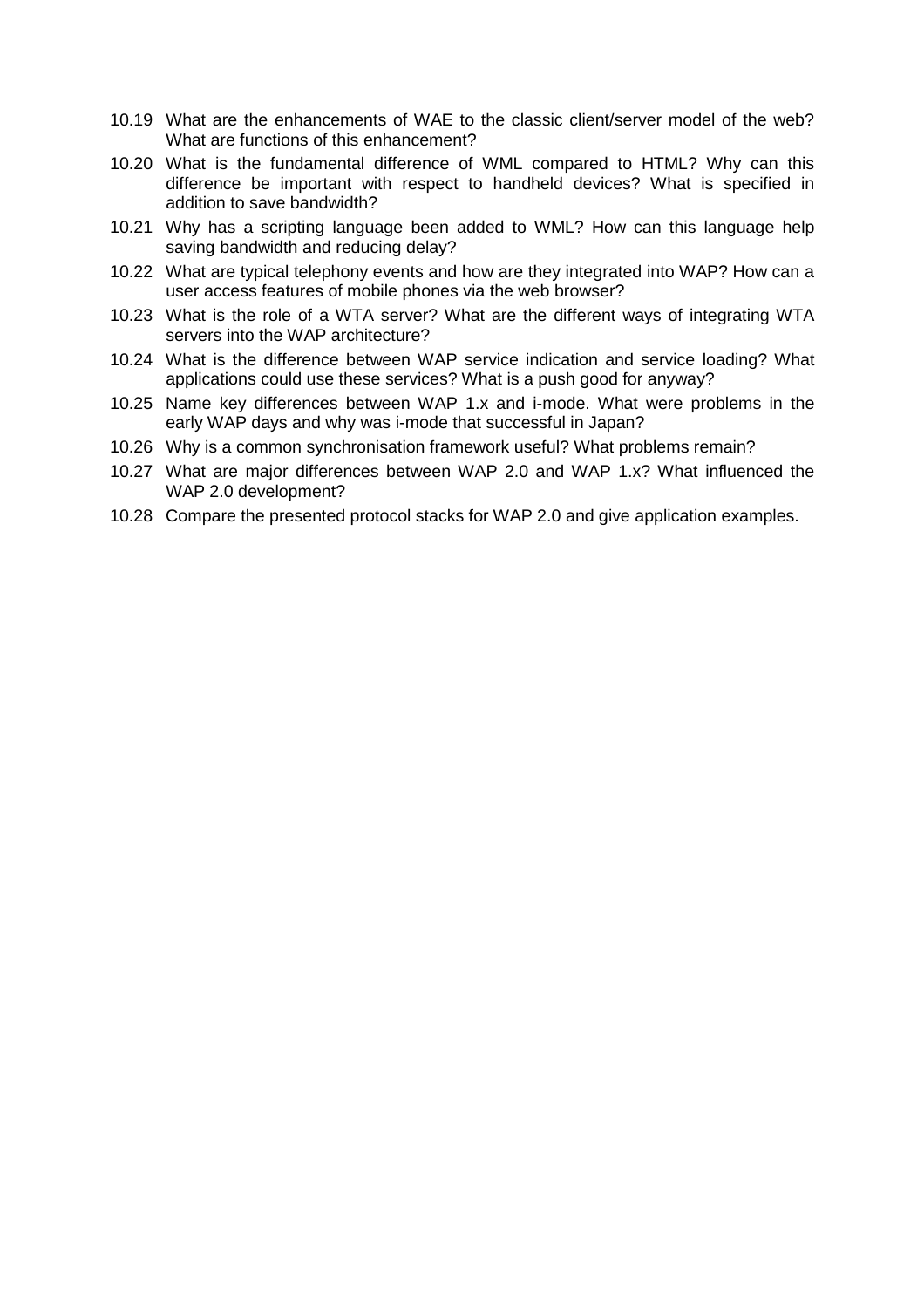10.19 What are the enhancements of WAE to the classic client/server model of the web? What are functions of this enhancement?

10.20 What is the fundamental difference of WML compared to HTML? Why can this difference be important with respect to handheld devices? What is specified in addition to save bandwidth?

10.21 Why has a scripting language been added to WML? How can this language help saving bandwidth and reducing delay?

10.22 What are typical telephony events and how are they integrated into WAP? How can a user access features of mobile phones via the web browser?

10.23 What is the role of a WTA server? What are the different ways of integrating WTA servers into the WAP architecture?

10.24 What is the difference between WAP service indication and service loading? What applications could use these services? What is a push good for anyway?

10.25 Name key differences between WAP 1.x and i-mode. What were problems in the early WAP days and why was i-mode that successful in Japan?

10.26 Why is a common synchronisation framework useful? What problems remain?

10.27 What are major differences between WAP 2.0 and WAP 1.x? What influenced the WAP 2.0 development?

10.28 Compare the presented protocol stacks for WAP 2.0 and give application examples.